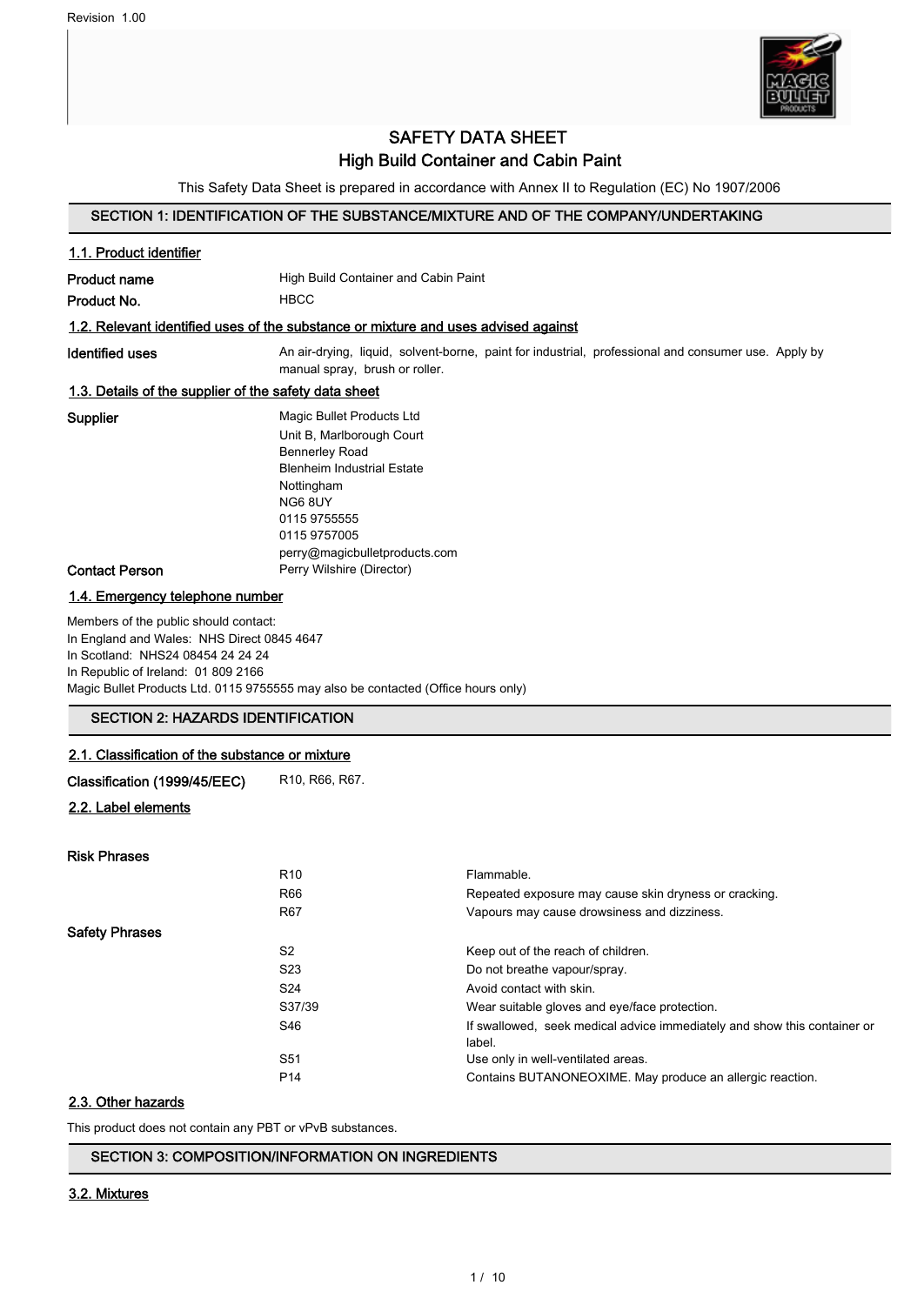Revision 1.00

# SAFETY DATA SHEET
# High Build Container and Cabin Paint

This Safety Data Sheet is prepared in accordance with Annex II to Regulation (EC) No 1907/2006

## SECTION 1: IDENTIFICATION OF THE SUBSTANCE/MIXTURE AND OF THE COMPANY/UNDERTAKING

### 1.1. Product identifier

| | |
|---|---|
| **Product name** | High Build Container and Cabin Paint |
| **Product No.** | HBCC |

### 1.2. Relevant identified uses of the substance or mixture and uses advised against

| | |
|---|---|
| **Identified uses** | An air-drying, liquid, solvent-borne, paint for industrial, professional and consumer use. Apply by manual spray, brush or roller. |

### 1.3. Details of the supplier of the safety data sheet

| | |
|---|---|
| **Supplier** | Magic Bullet Products Ltd<br>Unit B, Marlborough Court<br>Bennerley Road<br>Blenheim Industrial Estate<br>Nottingham<br>NG6 8UY<br>0115 9755555<br>0115 9757005<br>perry@magicbulletproducts.com |
| **Contact Person** | Perry Wilshire (Director) |

### 1.4. Emergency telephone number

Members of the public should contact:
In England and Wales: NHS Direct 0845 4647
In Scotland: NHS24 08454 24 24 24
In Republic of Ireland: 01 809 2166
Magic Bullet Products Ltd. 0115 9755555 may also be contacted (Office hours only)

## SECTION 2: HAZARDS IDENTIFICATION

### 2.1. Classification of the substance or mixture

| | |
|---|---|
| **Classification (1999/45/EEC)** | R10, R66, R67. |

### 2.2. Label elements

**Risk Phrases**

| | |
|---|---|
| R10 | Flammable. |
| R66 | Repeated exposure may cause skin dryness or cracking. |
| R67 | Vapours may cause drowsiness and dizziness. |

**Safety Phrases**

| | |
|---|---|
| S2 | Keep out of the reach of children. |
| S23 | Do not breathe vapour/spray. |
| S24 | Avoid contact with skin. |
| S37/39 | Wear suitable gloves and eye/face protection. |
| S46 | If swallowed, seek medical advice immediately and show this container or label. |
| S51 | Use only in well-ventilated areas. |
| P14 | Contains BUTANONEOXIME. May produce an allergic reaction. |

### 2.3. Other hazards

This product does not contain any PBT or vPvB substances.

## SECTION 3: COMPOSITION/INFORMATION ON INGREDIENTS

### 3.2. Mixtures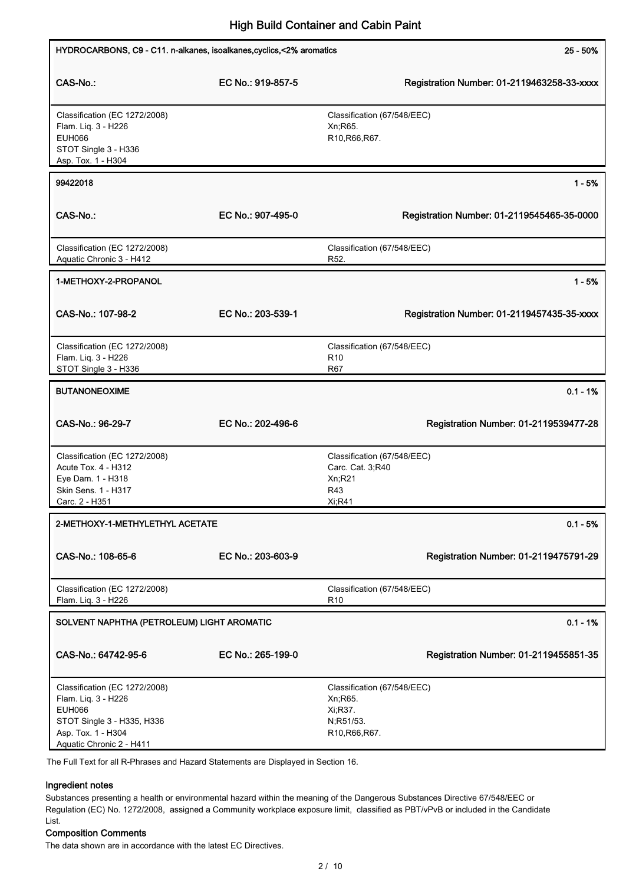| HYDROCARBONS, C9 - C11. n-alkanes, isoalkanes,cyclics,<2% aromatics | | 25 - 50% |
|---|---|---|
| CAS-No.: | EC No.: 919-857-5 | Registration Number: 01-2119463258-33-xxxx |
| Classification (EC 1272/2008)<br>Flam. Liq. 3 - H226<br>EUH066<br>STOT Single 3 - H336<br>Asp. Tox. 1 - H304 | | Classification (67/548/EEC)<br>Xn;R65.<br>R10,R66,R67. |

| 99422018 | | 1 - 5% |
|---|---|---|
| CAS-No.: | EC No.: 907-495-0 | Registration Number: 01-2119545465-35-0000 |
| Classification (EC 1272/2008)<br>Aquatic Chronic 3 - H412 | | Classification (67/548/EEC)<br>R52. |

| 1-METHOXY-2-PROPANOL | | 1 - 5% |
|---|---|---|
| CAS-No.: 107-98-2 | EC No.: 203-539-1 | Registration Number: 01-2119457435-35-xxxx |
| Classification (EC 1272/2008)<br>Flam. Liq. 3 - H226<br>STOT Single 3 - H336 | | Classification (67/548/EEC)<br>R10<br>R67 |

| BUTANONEOXIME | | 0.1 - 1% |
|---|---|---|
| CAS-No.: 96-29-7 | EC No.: 202-496-6 | Registration Number: 01-2119539477-28 |
| Classification (EC 1272/2008)<br>Acute Tox. 4 - H312<br>Eye Dam. 1 - H318<br>Skin Sens. 1 - H317<br>Carc. 2 - H351 | | Classification (67/548/EEC)<br>Carc. Cat. 3;R40<br>Xn;R21<br>R43<br>Xi;R41 |

| 2-METHOXY-1-METHYLETHYL ACETATE | | 0.1 - 5% |
|---|---|---|
| CAS-No.: 108-65-6 | EC No.: 203-603-9 | Registration Number: 01-2119475791-29 |
| Classification (EC 1272/2008)<br>Flam. Liq. 3 - H226 | | Classification (67/548/EEC)<br>R10 |

| SOLVENT NAPHTHA (PETROLEUM) LIGHT AROMATIC | | 0.1 - 1% |
|---|---|---|
| CAS-No.: 64742-95-6 | EC No.: 265-199-0 | Registration Number: 01-2119455851-35 |
| Classification (EC 1272/2008)<br>Flam. Liq. 3 - H226<br>EUH066<br>STOT Single 3 - H335, H336<br>Asp. Tox. 1 - H304<br>Aquatic Chronic 2 - H411 | | Classification (67/548/EEC)<br>Xn;R65.<br>Xi;R37.<br>N;R51/53.<br>R10,R66,R67. |

The Full Text for all R-Phrases and Hazard Statements are Displayed in Section 16.

### Ingredient notes

Substances presenting a health or environmental hazard within the meaning of the Dangerous Substances Directive 67/548/EEC or Regulation (EC) No. 1272/2008, assigned a Community workplace exposure limit, classified as PBT/vPvB or included in the Candidate List.

### Composition Comments

The data shown are in accordance with the latest EC Directives.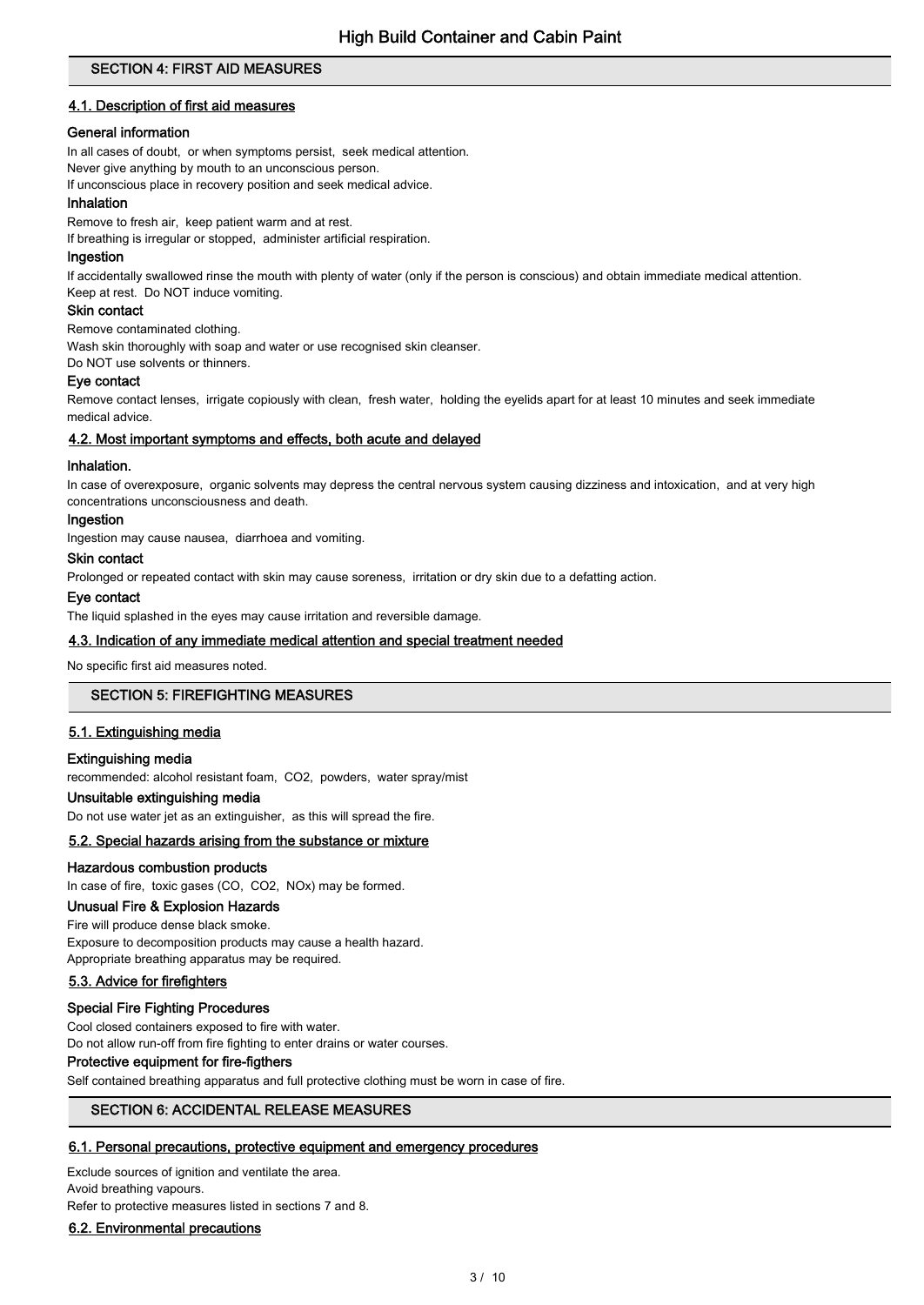## SECTION 4: FIRST AID MEASURES

### 4.1. Description of first aid measures

**General information**

In all cases of doubt, or when symptoms persist, seek medical attention.
Never give anything by mouth to an unconscious person.
If unconscious place in recovery position and seek medical advice.

**Inhalation**

Remove to fresh air, keep patient warm and at rest.
If breathing is irregular or stopped, administer artificial respiration.

**Ingestion**

If accidentally swallowed rinse the mouth with plenty of water (only if the person is conscious) and obtain immediate medical attention.
Keep at rest. Do NOT induce vomiting.

**Skin contact**

Remove contaminated clothing.
Wash skin thoroughly with soap and water or use recognised skin cleanser.
Do NOT use solvents or thinners.

**Eye contact**

Remove contact lenses, irrigate copiously with clean, fresh water, holding the eyelids apart for at least 10 minutes and seek immediate medical advice.

### 4.2. Most important symptoms and effects, both acute and delayed

**Inhalation.**

In case of overexposure, organic solvents may depress the central nervous system causing dizziness and intoxication, and at very high concentrations unconsciousness and death.

**Ingestion**

Ingestion may cause nausea, diarrhoea and vomiting.

**Skin contact**

Prolonged or repeated contact with skin may cause soreness, irritation or dry skin due to a defatting action.

**Eye contact**

The liquid splashed in the eyes may cause irritation and reversible damage.

### 4.3. Indication of any immediate medical attention and special treatment needed

No specific first aid measures noted.

## SECTION 5: FIREFIGHTING MEASURES

### 5.1. Extinguishing media

**Extinguishing media**

recommended: alcohol resistant foam, $CO_2$, powders, water spray/mist

**Unsuitable extinguishing media**

Do not use water jet as an extinguisher, as this will spread the fire.

### 5.2. Special hazards arising from the substance or mixture

**Hazardous combustion products**

In case of fire, toxic gases (CO, $CO_2$, $NO_x$) may be formed.

**Unusual Fire & Explosion Hazards**

Fire will produce dense black smoke.
Exposure to decomposition products may cause a health hazard.
Appropriate breathing apparatus may be required.

### 5.3. Advice for firefighters

**Special Fire Fighting Procedures**

Cool closed containers exposed to fire with water.
Do not allow run-off from fire fighting to enter drains or water courses.

**Protective equipment for fire-figthers**

Self contained breathing apparatus and full protective clothing must be worn in case of fire.

## SECTION 6: ACCIDENTAL RELEASE MEASURES

### 6.1. Personal precautions, protective equipment and emergency procedures

Exclude sources of ignition and ventilate the area.
Avoid breathing vapours.
Refer to protective measures listed in sections 7 and 8.

### 6.2. Environmental precautions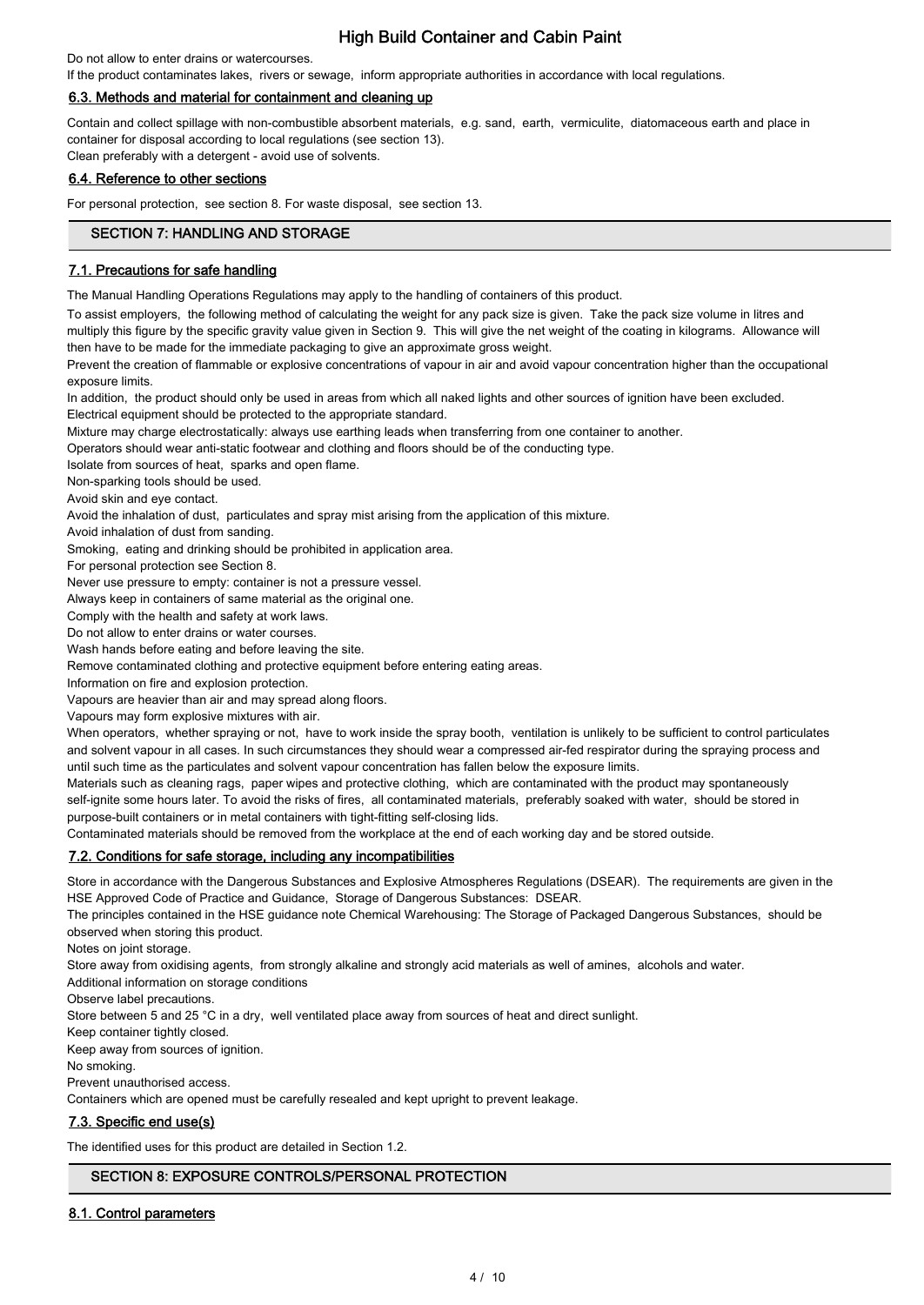Do not allow to enter drains or watercourses.

If the product contaminates lakes, rivers or sewage, inform appropriate authorities in accordance with local regulations.

### 6.3. Methods and material for containment and cleaning up

Contain and collect spillage with non-combustible absorbent materials, e.g. sand, earth, vermiculite, diatomaceous earth and place in container for disposal according to local regulations (see section 13).

Clean preferably with a detergent - avoid use of solvents.

### 6.4. Reference to other sections

For personal protection, see section 8. For waste disposal, see section 13.

## SECTION 7: HANDLING AND STORAGE

### 7.1. Precautions for safe handling

The Manual Handling Operations Regulations may apply to the handling of containers of this product.

To assist employers, the following method of calculating the weight for any pack size is given. Take the pack size volume in litres and multiply this figure by the specific gravity value given in Section 9. This will give the net weight of the coating in kilograms. Allowance will then have to be made for the immediate packaging to give an approximate gross weight.

Prevent the creation of flammable or explosive concentrations of vapour in air and avoid vapour concentration higher than the occupational exposure limits.

In addition, the product should only be used in areas from which all naked lights and other sources of ignition have been excluded.

Electrical equipment should be protected to the appropriate standard.

Mixture may charge electrostatically: always use earthing leads when transferring from one container to another.

Operators should wear anti-static footwear and clothing and floors should be of the conducting type.

Isolate from sources of heat, sparks and open flame.

Non-sparking tools should be used.

Avoid skin and eye contact.

Avoid the inhalation of dust, particulates and spray mist arising from the application of this mixture.

Avoid inhalation of dust from sanding.

Smoking, eating and drinking should be prohibited in application area.

For personal protection see Section 8.

Never use pressure to empty: container is not a pressure vessel.

Always keep in containers of same material as the original one.

Comply with the health and safety at work laws.

Do not allow to enter drains or water courses.

Wash hands before eating and before leaving the site.

Remove contaminated clothing and protective equipment before entering eating areas.

Information on fire and explosion protection.

Vapours are heavier than air and may spread along floors.

Vapours may form explosive mixtures with air.

When operators, whether spraying or not, have to work inside the spray booth, ventilation is unlikely to be sufficient to control particulates and solvent vapour in all cases. In such circumstances they should wear a compressed air-fed respirator during the spraying process and until such time as the particulates and solvent vapour concentration has fallen below the exposure limits.

Materials such as cleaning rags, paper wipes and protective clothing, which are contaminated with the product may spontaneously self-ignite some hours later. To avoid the risks of fires, all contaminated materials, preferably soaked with water, should be stored in purpose-built containers or in metal containers with tight-fitting self-closing lids.

Contaminated materials should be removed from the workplace at the end of each working day and be stored outside.

### 7.2. Conditions for safe storage, including any incompatibilities

Store in accordance with the Dangerous Substances and Explosive Atmospheres Regulations (DSEAR). The requirements are given in the HSE Approved Code of Practice and Guidance, Storage of Dangerous Substances: DSEAR.

The principles contained in the HSE guidance note Chemical Warehousing: The Storage of Packaged Dangerous Substances, should be observed when storing this product.

Notes on joint storage.

Store away from oxidising agents, from strongly alkaline and strongly acid materials as well of amines, alcohols and water.

Additional information on storage conditions

Observe label precautions.

Store between 5 and 25 °C in a dry, well ventilated place away from sources of heat and direct sunlight.

Keep container tightly closed.

Keep away from sources of ignition.

No smoking.

Prevent unauthorised access.

Containers which are opened must be carefully resealed and kept upright to prevent leakage.

### 7.3. Specific end use(s)

The identified uses for this product are detailed in Section 1.2.

## SECTION 8: EXPOSURE CONTROLS/PERSONAL PROTECTION

### 8.1. Control parameters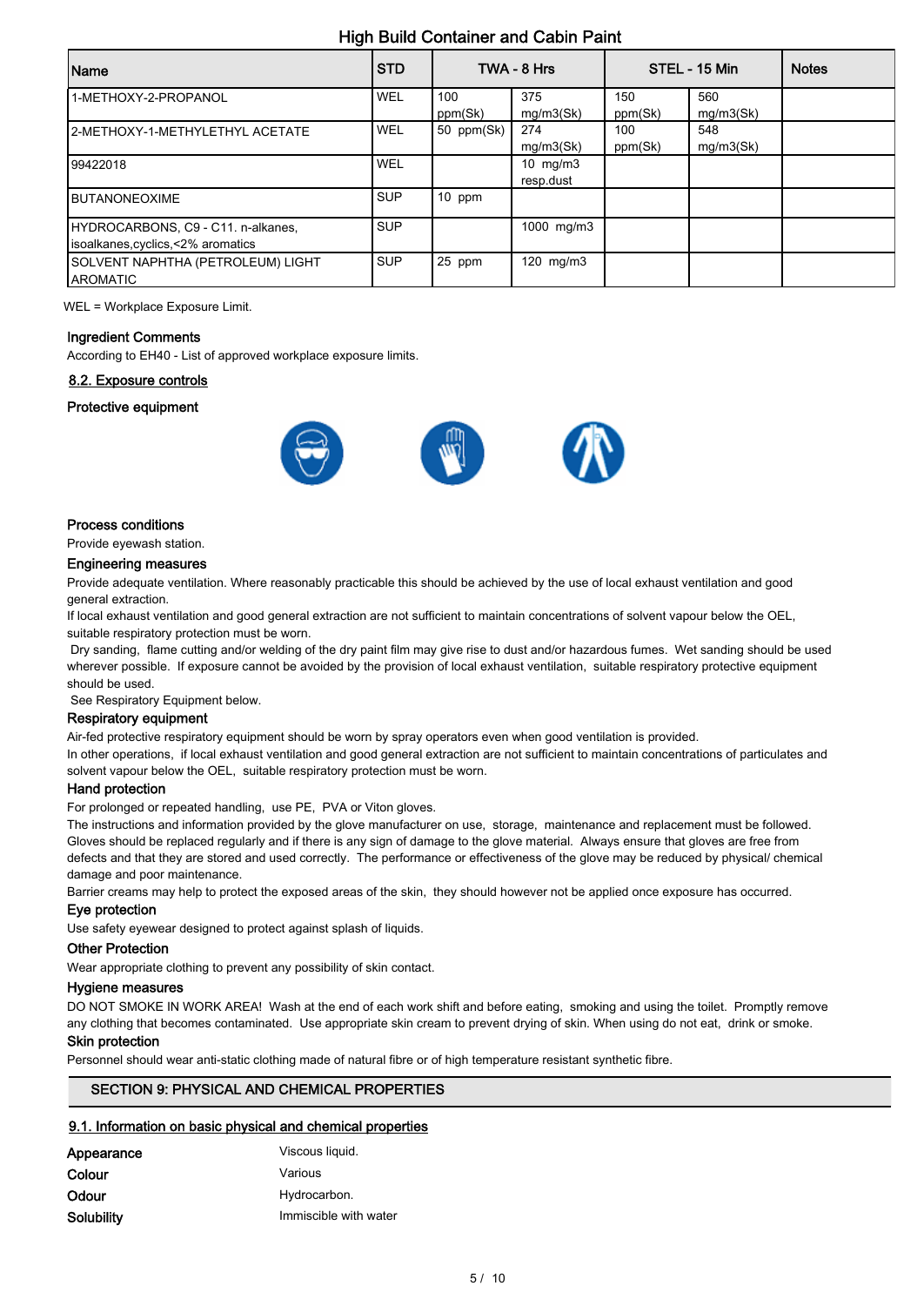| Name | STD | TWA - 8 Hrs | | STEL - 15 Min | | Notes |
|---|---|---|---|---|---|---|
| 1-METHOXY-2-PROPANOL | WEL | 100 ppm(Sk) | 375 mg/m3(Sk) | 150 ppm(Sk) | 560 mg/m3(Sk) | |
| 2-METHOXY-1-METHYLETHYL ACETATE | WEL | 50 ppm(Sk) | 274 mg/m3(Sk) | 100 ppm(Sk) | 548 mg/m3(Sk) | |
| 99422018 | WEL | | 10 mg/m3 resp.dust | | | |
| BUTANONEOXIME | SUP | 10 ppm | | | | |
| HYDROCARBONS, C9 - C11. n-alkanes, isoalkanes,cyclics,<2% aromatics | SUP | | 1000 mg/m3 | | | |
| SOLVENT NAPHTHA (PETROLEUM) LIGHT AROMATIC | SUP | 25 ppm | 120 mg/m3 | | | |

WEL = Workplace Exposure Limit.

### Ingredient Comments

According to EH40 - List of approved workplace exposure limits.

## 8.2. Exposure controls

### Protective equipment

### Process conditions

Provide eyewash station.

### Engineering measures

Provide adequate ventilation. Where reasonably practicable this should be achieved by the use of local exhaust ventilation and good general extraction.

If local exhaust ventilation and good general extraction are not sufficient to maintain concentrations of solvent vapour below the OEL, suitable respiratory protection must be worn.

Dry sanding, flame cutting and/or welding of the dry paint film may give rise to dust and/or hazardous fumes. Wet sanding should be used wherever possible. If exposure cannot be avoided by the provision of local exhaust ventilation, suitable respiratory protective equipment should be used.

See Respiratory Equipment below.

### Respiratory equipment

Air-fed protective respiratory equipment should be worn by spray operators even when good ventilation is provided.

In other operations, if local exhaust ventilation and good general extraction are not sufficient to maintain concentrations of particulates and solvent vapour below the OEL, suitable respiratory protection must be worn.

### Hand protection

For prolonged or repeated handling, use PE, PVA or Viton gloves.

The instructions and information provided by the glove manufacturer on use, storage, maintenance and replacement must be followed. Gloves should be replaced regularly and if there is any sign of damage to the glove material. Always ensure that gloves are free from defects and that they are stored and used correctly. The performance or effectiveness of the glove may be reduced by physical/ chemical damage and poor maintenance.

Barrier creams may help to protect the exposed areas of the skin, they should however not be applied once exposure has occurred.

### Eye protection

Use safety eyewear designed to protect against splash of liquids.

### Other Protection

Wear appropriate clothing to prevent any possibility of skin contact.

### Hygiene measures

DO NOT SMOKE IN WORK AREA! Wash at the end of each work shift and before eating, smoking and using the toilet. Promptly remove any clothing that becomes contaminated. Use appropriate skin cream to prevent drying of skin. When using do not eat, drink or smoke.

### Skin protection

Personnel should wear anti-static clothing made of natural fibre or of high temperature resistant synthetic fibre.

# SECTION 9: PHYSICAL AND CHEMICAL PROPERTIES

## 9.1. Information on basic physical and chemical properties

| | |
|---|---|
| **Appearance** | Viscous liquid. |
| **Colour** | Various |
| **Odour** | Hydrocarbon. |
| **Solubility** | Immiscible with water |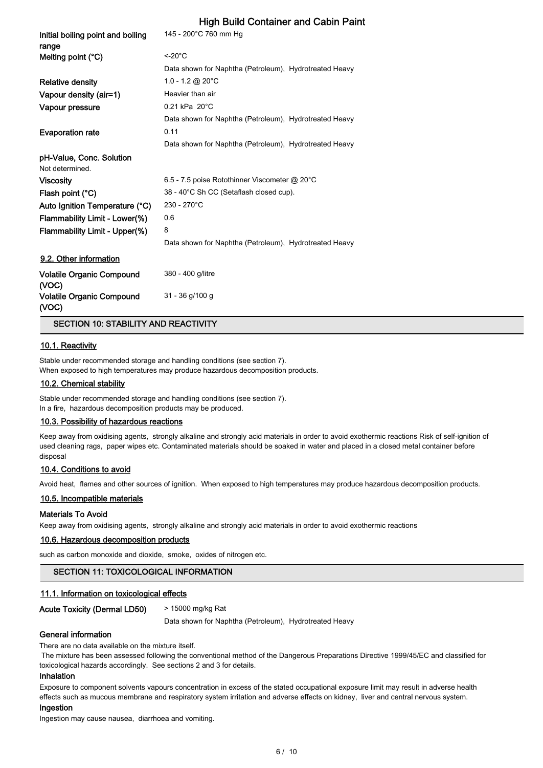| | |
|---|---|
| **Initial boiling point and boiling range** | 145 - 200°C 760 mm Hg |
| **Melting point (°C)** | <-20°C |
| | Data shown for Naphtha (Petroleum), Hydrotreated Heavy |
| **Relative density** | 1.0 - 1.2 @ 20°C |
| **Vapour density (air=1)** | Heavier than air |
| **Vapour pressure** | 0.21 kPa 20°C |
| | Data shown for Naphtha (Petroleum), Hydrotreated Heavy |
| **Evaporation rate** | 0.11 |
| | Data shown for Naphtha (Petroleum), Hydrotreated Heavy |

**pH-Value, Conc. Solution**
Not determined.

| | |
|---|---|
| **Viscosity** | 6.5 - 7.5 poise Rotothinner Viscometer @ 20°C |
| **Flash point (°C)** | 38 - 40°C Sh CC (Setaflash closed cup). |
| **Auto Ignition Temperature (°C)** | 230 - 270°C |
| **Flammability Limit - Lower(%)** | 0.6 |
| **Flammability Limit - Upper(%)** | 8 |
| | Data shown for Naphtha (Petroleum), Hydrotreated Heavy |

### 9.2. Other information

| | |
|---|---|
| **Volatile Organic Compound (VOC)** | 380 - 400 g/litre |
| **Volatile Organic Compound (VOC)** | 31 - 36 g/100 g |

## SECTION 10: STABILITY AND REACTIVITY

### 10.1. Reactivity

Stable under recommended storage and handling conditions (see section 7).
When exposed to high temperatures may produce hazardous decomposition products.

### 10.2. Chemical stability

Stable under recommended storage and handling conditions (see section 7).
In a fire, hazardous decomposition products may be produced.

### 10.3. Possibility of hazardous reactions

Keep away from oxidising agents, strongly alkaline and strongly acid materials in order to avoid exothermic reactions Risk of self-ignition of used cleaning rags, paper wipes etc. Contaminated materials should be soaked in water and placed in a closed metal container before disposal

### 10.4. Conditions to avoid

Avoid heat, flames and other sources of ignition. When exposed to high temperatures may produce hazardous decomposition products.

### 10.5. Incompatible materials

**Materials To Avoid**

Keep away from oxidising agents, strongly alkaline and strongly acid materials in order to avoid exothermic reactions

### 10.6. Hazardous decomposition products

such as carbon monoxide and dioxide, smoke, oxides of nitrogen etc.

## SECTION 11: TOXICOLOGICAL INFORMATION

### 11.1. Information on toxicological effects

| | |
|---|---|
| **Acute Toxicity (Dermal LD50)** | > 15000 mg/kg Rat |
| | Data shown for Naphtha (Petroleum), Hydrotreated Heavy |

**General information**

There are no data available on the mixture itself.
The mixture has been assessed following the conventional method of the Dangerous Preparations Directive 1999/45/EC and classified for toxicological hazards accordingly. See sections 2 and 3 for details.

**Inhalation**

Exposure to component solvents vapours concentration in excess of the stated occupational exposure limit may result in adverse health effects such as mucous membrane and respiratory system irritation and adverse effects on kidney, liver and central nervous system.

**Ingestion**

Ingestion may cause nausea, diarrhoea and vomiting.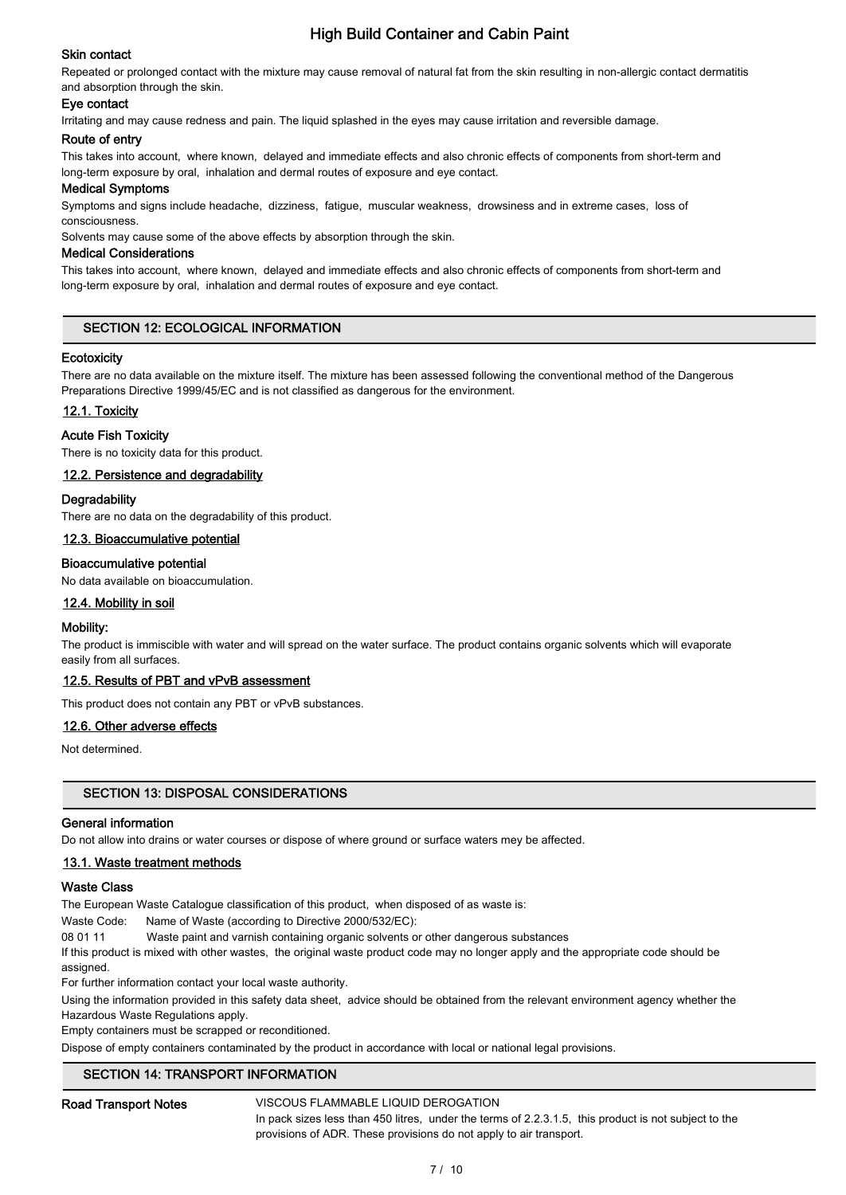### Skin contact

Repeated or prolonged contact with the mixture may cause removal of natural fat from the skin resulting in non-allergic contact dermatitis and absorption through the skin.

### Eye contact

Irritating and may cause redness and pain. The liquid splashed in the eyes may cause irritation and reversible damage.

### Route of entry

This takes into account, where known, delayed and immediate effects and also chronic effects of components from short-term and long-term exposure by oral, inhalation and dermal routes of exposure and eye contact.

### Medical Symptoms

Symptoms and signs include headache, dizziness, fatigue, muscular weakness, drowsiness and in extreme cases, loss of consciousness.

Solvents may cause some of the above effects by absorption through the skin.

### Medical Considerations

This takes into account, where known, delayed and immediate effects and also chronic effects of components from short-term and long-term exposure by oral, inhalation and dermal routes of exposure and eye contact.

## SECTION 12: ECOLOGICAL INFORMATION

### Ecotoxicity

There are no data available on the mixture itself. The mixture has been assessed following the conventional method of the Dangerous Preparations Directive 1999/45/EC and is not classified as dangerous for the environment.

### 12.1. Toxicity

**Acute Fish Toxicity**

There is no toxicity data for this product.

### 12.2. Persistence and degradability

**Degradability**

There are no data on the degradability of this product.

### 12.3. Bioaccumulative potential

**Bioaccumulative potential**

No data available on bioaccumulation.

### 12.4. Mobility in soil

**Mobility:**

The product is immiscible with water and will spread on the water surface. The product contains organic solvents which will evaporate easily from all surfaces.

### 12.5. Results of PBT and vPvB assessment

This product does not contain any PBT or vPvB substances.

### 12.6. Other adverse effects

Not determined.

## SECTION 13: DISPOSAL CONSIDERATIONS

### General information

Do not allow into drains or water courses or dispose of where ground or surface waters mey be affected.

### 13.1. Waste treatment methods

**Waste Class**

The European Waste Catalogue classification of this product, when disposed of as waste is:

Waste Code: Name of Waste (according to Directive 2000/532/EC):

08 01 11 Waste paint and varnish containing organic solvents or other dangerous substances

If this product is mixed with other wastes, the original waste product code may no longer apply and the appropriate code should be assigned.

For further information contact your local waste authority.

Using the information provided in this safety data sheet, advice should be obtained from the relevant environment agency whether the Hazardous Waste Regulations apply.

Empty containers must be scrapped or reconditioned.

Dispose of empty containers contaminated by the product in accordance with local or national legal provisions.

## SECTION 14: TRANSPORT INFORMATION

**Road Transport Notes**

VISCOUS FLAMMABLE LIQUID DEROGATION

In pack sizes less than 450 litres, under the terms of 2.2.3.1.5, this product is not subject to the provisions of ADR. These provisions do not apply to air transport.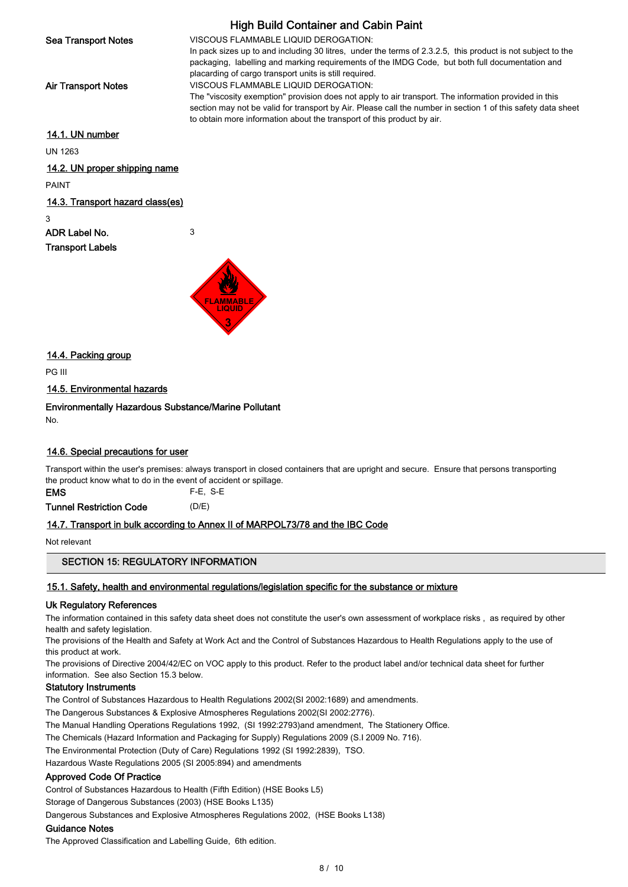**Sea Transport Notes** VISCOUS FLAMMABLE LIQUID DEROGATION:
In pack sizes up to and including 30 litres, under the terms of 2.3.2.5, this product is not subject to the packaging, labelling and marking requirements of the IMDG Code, but both full documentation and placarding of cargo transport units is still required.

**Air Transport Notes** VISCOUS FLAMMABLE LIQUID DEROGATION:
The "viscosity exemption" provision does not apply to air transport. The information provided in this section may not be valid for transport by Air. Please call the number in section 1 of this safety data sheet to obtain more information about the transport of this product by air.

### 14.1. UN number

UN 1263

### 14.2. UN proper shipping name

PAINT

### 14.3. Transport hazard class(es)

3

**ADR Label No.** 3

**Transport Labels**

### 14.4. Packing group

PG III

### 14.5. Environmental hazards

**Environmentally Hazardous Substance/Marine Pollutant**

No.

### 14.6. Special precautions for user

Transport within the user's premises: always transport in closed containers that are upright and secure. Ensure that persons transporting the product know what to do in the event of accident or spillage.

**EMS** F-E, S-E

**Tunnel Restriction Code** (D/E)

### 14.7. Transport in bulk according to Annex II of MARPOL73/78 and the IBC Code

Not relevant

## SECTION 15: REGULATORY INFORMATION

### 15.1. Safety, health and environmental regulations/legislation specific for the substance or mixture

**Uk Regulatory References**

The information contained in this safety data sheet does not constitute the user's own assessment of workplace risks , as required by other health and safety legislation.
The provisions of the Health and Safety at Work Act and the Control of Substances Hazardous to Health Regulations apply to the use of this product at work.
The provisions of Directive 2004/42/EC on VOC apply to this product. Refer to the product label and/or technical data sheet for further information. See also Section 15.3 below.

**Statutory Instruments**

The Control of Substances Hazardous to Health Regulations 2002(SI 2002:1689) and amendments.
The Dangerous Substances & Explosive Atmospheres Regulations 2002(SI 2002:2776).
The Manual Handling Operations Regulations 1992, (SI 1992:2793)and amendment, The Stationery Office.
The Chemicals (Hazard Information and Packaging for Supply) Regulations 2009 (S.I 2009 No. 716).
The Environmental Protection (Duty of Care) Regulations 1992 (SI 1992:2839), TSO.
Hazardous Waste Regulations 2005 (SI 2005:894) and amendments

**Approved Code Of Practice**

Control of Substances Hazardous to Health (Fifth Edition) (HSE Books L5)
Storage of Dangerous Substances (2003) (HSE Books L135)
Dangerous Substances and Explosive Atmospheres Regulations 2002, (HSE Books L138)

**Guidance Notes**

The Approved Classification and Labelling Guide, 6th edition.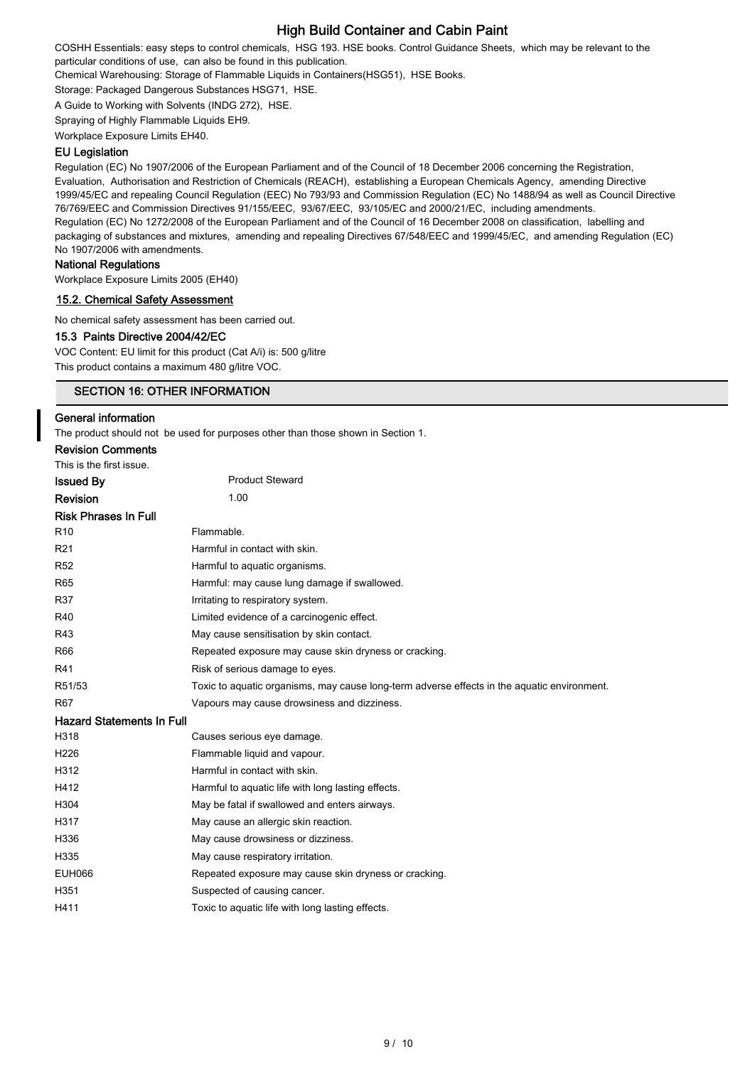COSHH Essentials: easy steps to control chemicals, HSG 193. HSE books. Control Guidance Sheets, which may be relevant to the particular conditions of use, can also be found in this publication.

Chemical Warehousing: Storage of Flammable Liquids in Containers(HSG51), HSE Books.

Storage: Packaged Dangerous Substances HSG71, HSE.

A Guide to Working with Solvents (INDG 272), HSE.

Spraying of Highly Flammable Liquids EH9.

Workplace Exposure Limits EH40.

### EU Legislation

Regulation (EC) No 1907/2006 of the European Parliament and of the Council of 18 December 2006 concerning the Registration, Evaluation, Authorisation and Restriction of Chemicals (REACH), establishing a European Chemicals Agency, amending Directive 1999/45/EC and repealing Council Regulation (EEC) No 793/93 and Commission Regulation (EC) No 1488/94 as well as Council Directive 76/769/EEC and Commission Directives 91/155/EEC, 93/67/EEC, 93/105/EC and 2000/21/EC, including amendments.

Regulation (EC) No 1272/2008 of the European Parliament and of the Council of 16 December 2008 on classification, labelling and packaging of substances and mixtures, amending and repealing Directives 67/548/EEC and 1999/45/EC, and amending Regulation (EC) No 1907/2006 with amendments.

### National Regulations

Workplace Exposure Limits 2005 (EH40)

### 15.2. Chemical Safety Assessment

No chemical safety assessment has been carried out.

### 15.3 Paints Directive 2004/42/EC

VOC Content: EU limit for this product (Cat A/i) is: 500 g/litre

This product contains a maximum 480 g/litre VOC.

## SECTION 16: OTHER INFORMATION

### General information

The product should not be used for purposes other than those shown in Section 1.

### Revision Comments

This is the first issue.

**Issued By** Product Steward

**Revision** 1.00

### Risk Phrases In Full

| | |
|---|---|
| R10 | Flammable. |
| R21 | Harmful in contact with skin. |
| R52 | Harmful to aquatic organisms. |
| R65 | Harmful: may cause lung damage if swallowed. |
| R37 | Irritating to respiratory system. |
| R40 | Limited evidence of a carcinogenic effect. |
| R43 | May cause sensitisation by skin contact. |
| R66 | Repeated exposure may cause skin dryness or cracking. |
| R41 | Risk of serious damage to eyes. |
| R51/53 | Toxic to aquatic organisms, may cause long-term adverse effects in the aquatic environment. |
| R67 | Vapours may cause drowsiness and dizziness. |

### Hazard Statements In Full

| | |
|---|---|
| H318 | Causes serious eye damage. |
| H226 | Flammable liquid and vapour. |
| H312 | Harmful in contact with skin. |
| H412 | Harmful to aquatic life with long lasting effects. |
| H304 | May be fatal if swallowed and enters airways. |
| H317 | May cause an allergic skin reaction. |
| H336 | May cause drowsiness or dizziness. |
| H335 | May cause respiratory irritation. |
| EUH066 | Repeated exposure may cause skin dryness or cracking. |
| H351 | Suspected of causing cancer. |
| H411 | Toxic to aquatic life with long lasting effects. |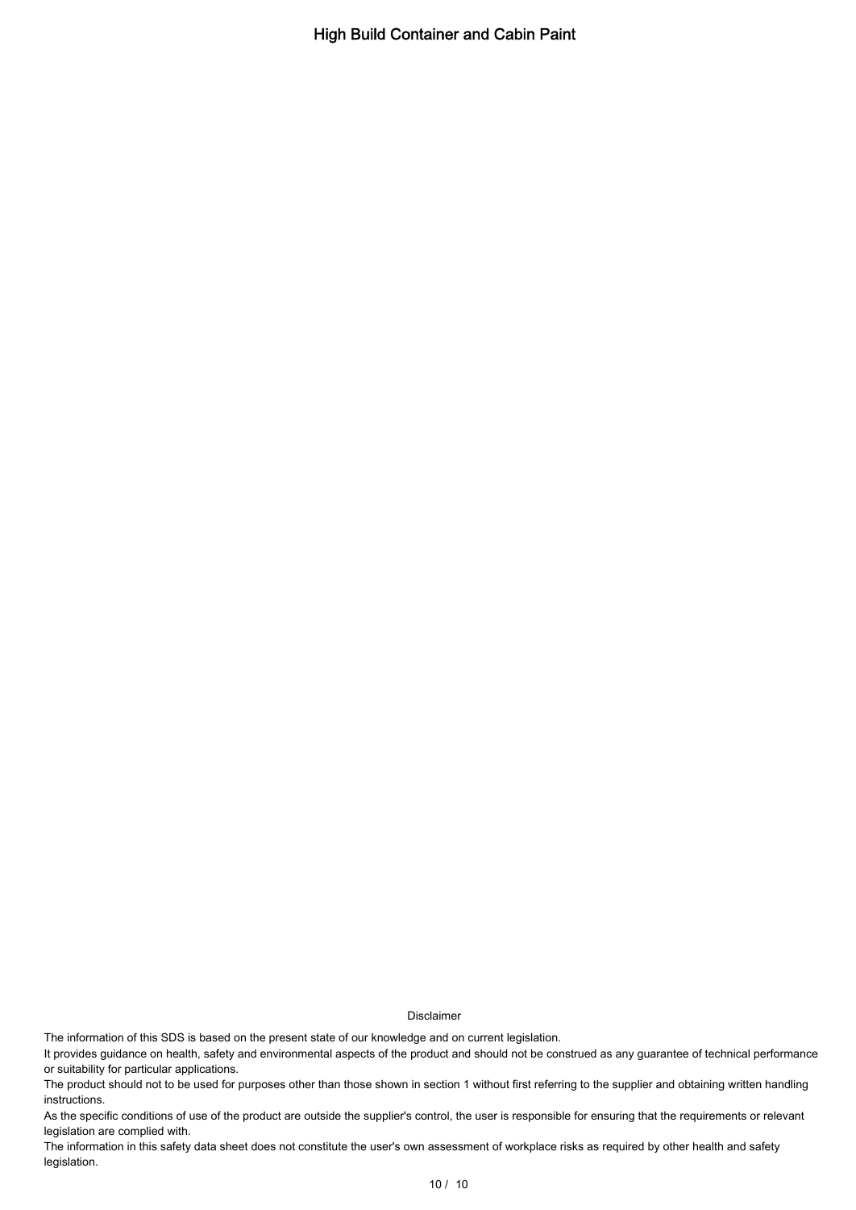Disclaimer

The information of this SDS is based on the present state of our knowledge and on current legislation.
It provides guidance on health, safety and environmental aspects of the product and should not be construed as any guarantee of technical performance or suitability for particular applications.
The product should not to be used for purposes other than those shown in section 1 without first referring to the supplier and obtaining written handling instructions.
As the specific conditions of use of the product are outside the supplier's control, the user is responsible for ensuring that the requirements or relevant legislation are complied with.
The information in this safety data sheet does not constitute the user's own assessment of workplace risks as required by other health and safety legislation.